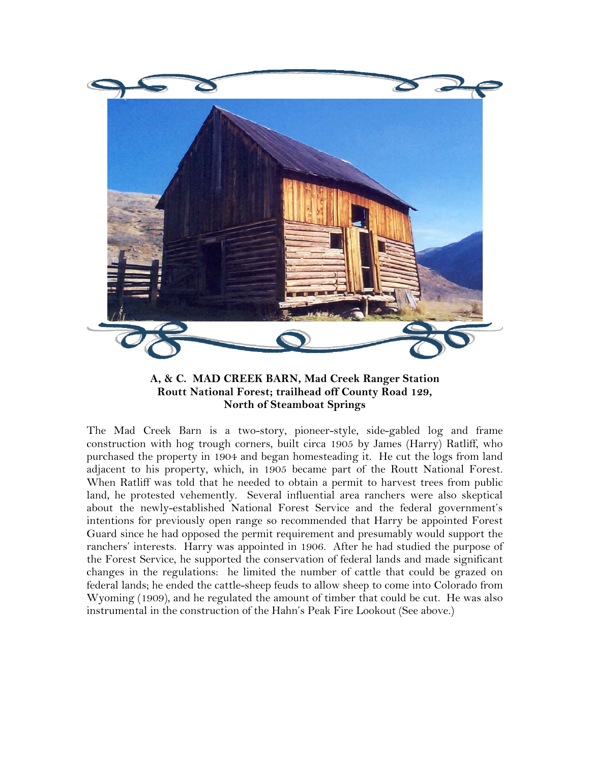**A, & C. MAD CREEK BARN, Mad Creek Ranger Station**
**Routt National Forest; trailhead off County Road 129,**
**North of Steamboat Springs**

The Mad Creek Barn is a two-story, pioneer-style, side-gabled log and frame construction with hog trough corners, built circa 1905 by James (Harry) Ratliff, who purchased the property in 1904 and began homesteading it. He cut the logs from land adjacent to his property, which, in 1905 became part of the Routt National Forest. When Ratliff was told that he needed to obtain a permit to harvest trees from public land, he protested vehemently. Several influential area ranchers were also skeptical about the newly-established National Forest Service and the federal government's intentions for previously open range so recommended that Harry be appointed Forest Guard since he had opposed the permit requirement and presumably would support the ranchers' interests. Harry was appointed in 1906. After he had studied the purpose of the Forest Service, he supported the conservation of federal lands and made significant changes in the regulations: he limited the number of cattle that could be grazed on federal lands; he ended the cattle-sheep feuds to allow sheep to come into Colorado from Wyoming (1909), and he regulated the amount of timber that could be cut. He was also instrumental in the construction of the Hahn's Peak Fire Lookout (See above.)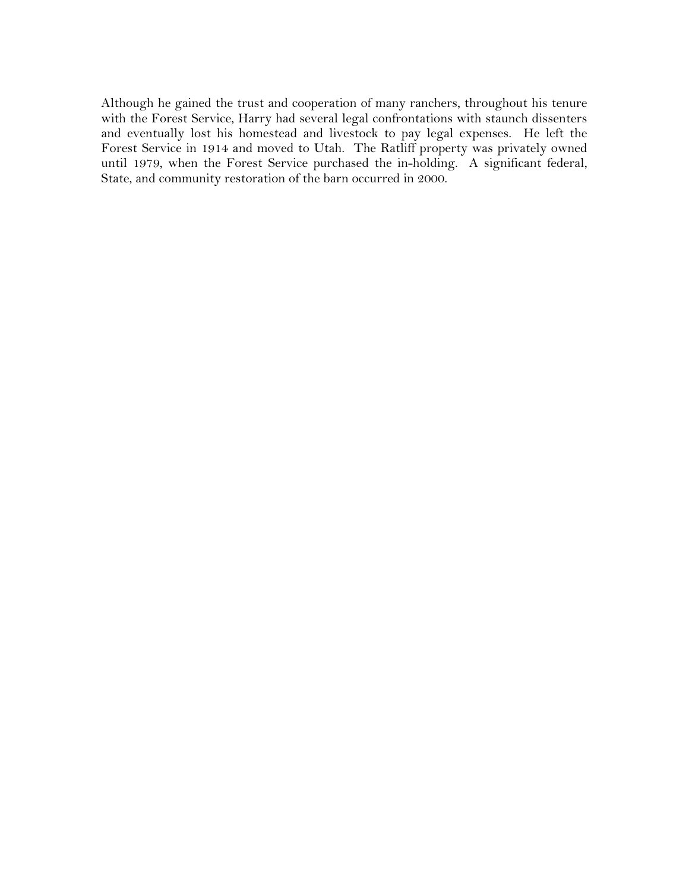Although he gained the trust and cooperation of many ranchers, throughout his tenure with the Forest Service, Harry had several legal confrontations with staunch dissenters and eventually lost his homestead and livestock to pay legal expenses. He left the Forest Service in 1914 and moved to Utah. The Ratliff property was privately owned until 1979, when the Forest Service purchased the in-holding. A significant federal, State, and community restoration of the barn occurred in 2000.